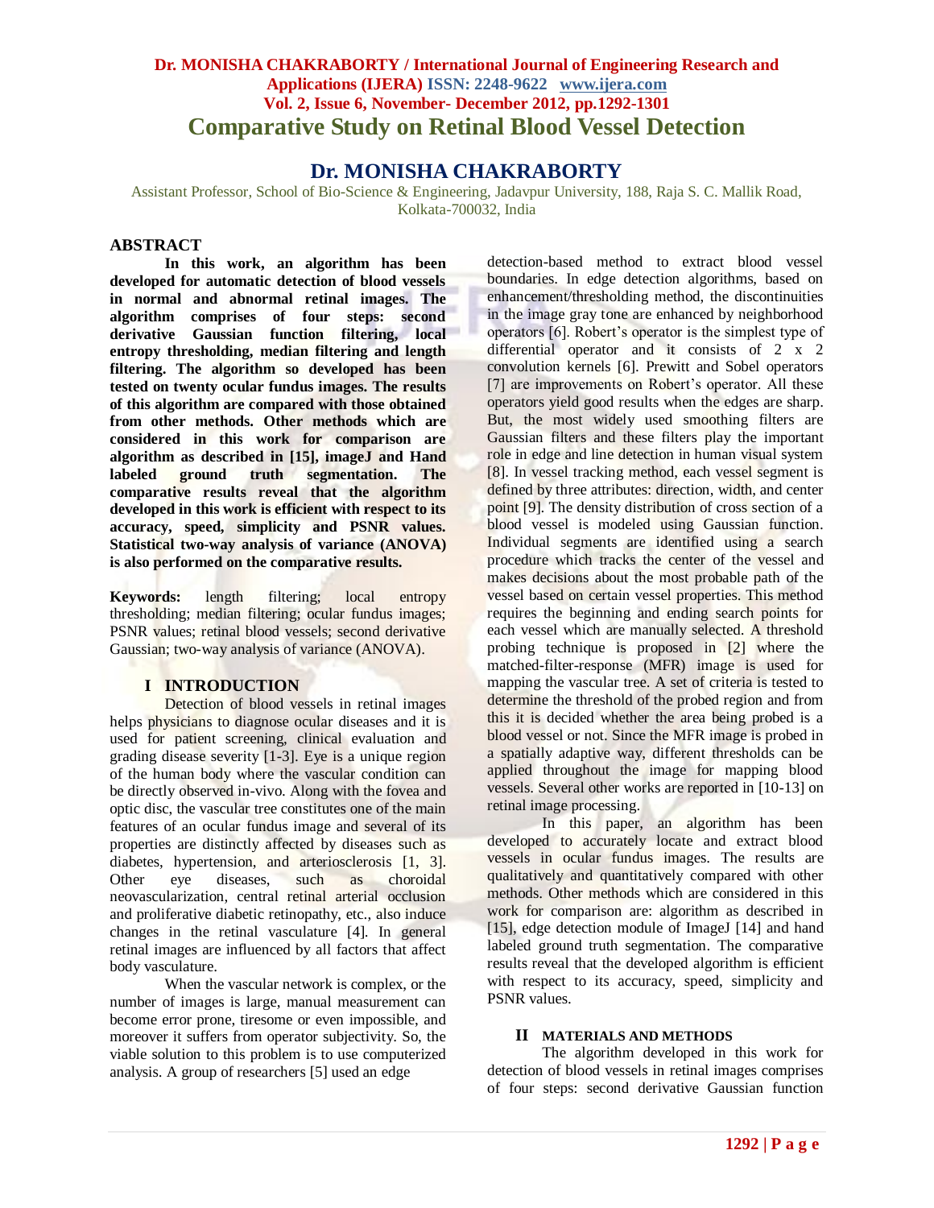# Comparative Study on Retinal Blood Vessel Detection

## Dr. MONISHA CHAKRABORTY

Assistant Professor, School of Bio-Science & Engineering, Jadavpur University, 188, Raja S. C. Mallik Road, Kolkata-700032, India

### ABSTRACT

**In this work, an algorithm has been developed for automatic detection of blood vessels in normal and abnormal retinal images. The algorithm comprises of four steps: second derivative Gaussian function filtering, local entropy thresholding, median filtering and length filtering. The algorithm so developed has been tested on twenty ocular fundus images. The results of this algorithm are compared with those obtained from other methods. Other methods which are considered in this work for comparison are algorithm as described in [15], imageJ and Hand labeled ground truth segmentation. The comparative results reveal that the algorithm developed in this work is efficient with respect to its accuracy, speed, simplicity and PSNR values. Statistical two-way analysis of variance (ANOVA) is also performed on the comparative results.**

**Keywords:** length filtering; local entropy thresholding; median filtering; ocular fundus images; PSNR values; retinal blood vessels; second derivative Gaussian; two-way analysis of variance (ANOVA).

### I INTRODUCTION

Detection of blood vessels in retinal images helps physicians to diagnose ocular diseases and it is used for patient screening, clinical evaluation and grading disease severity [1-3]. Eye is a unique region of the human body where the vascular condition can be directly observed in-vivo. Along with the fovea and optic disc, the vascular tree constitutes one of the main features of an ocular fundus image and several of its properties are distinctly affected by diseases such as diabetes, hypertension, and arteriosclerosis [1, 3]. Other eye diseases, such as choroidal neovascularization, central retinal arterial occlusion and proliferative diabetic retinopathy, etc., also induce changes in the retinal vasculature [4]. In general retinal images are influenced by all factors that affect body vasculature.

When the vascular network is complex, or the number of images is large, manual measurement can become error prone, tiresome or even impossible, and moreover it suffers from operator subjectivity. So, the viable solution to this problem is to use computerized analysis. A group of researchers [5] used an edge detection-based method to extract blood vessel boundaries. In edge detection algorithms, based on enhancement/thresholding method, the discontinuities in the image gray tone are enhanced by neighborhood operators [6]. Robert's operator is the simplest type of differential operator and it consists of 2 x 2 convolution kernels [6]. Prewitt and Sobel operators [7] are improvements on Robert's operator. All these operators yield good results when the edges are sharp. But, the most widely used smoothing filters are Gaussian filters and these filters play the important role in edge and line detection in human visual system [8]. In vessel tracking method, each vessel segment is defined by three attributes: direction, width, and center point [9]. The density distribution of cross section of a blood vessel is modeled using Gaussian function. Individual segments are identified using a search procedure which tracks the center of the vessel and makes decisions about the most probable path of the vessel based on certain vessel properties. This method requires the beginning and ending search points for each vessel which are manually selected. A threshold probing technique is proposed in [2] where the matched-filter-response (MFR) image is used for mapping the vascular tree. A set of criteria is tested to determine the threshold of the probed region and from this it is decided whether the area being probed is a blood vessel or not. Since the MFR image is probed in a spatially adaptive way, different thresholds can be applied throughout the image for mapping blood vessels. Several other works are reported in [10-13] on retinal image processing.

In this paper, an algorithm has been developed to accurately locate and extract blood vessels in ocular fundus images. The results are qualitatively and quantitatively compared with other methods. Other methods which are considered in this work for comparison are: algorithm as described in [15], edge detection module of ImageJ [14] and hand labeled ground truth segmentation. The comparative results reveal that the developed algorithm is efficient with respect to its accuracy, speed, simplicity and PSNR values.

### II MATERIALS AND METHODS

The algorithm developed in this work for detection of blood vessels in retinal images comprises of four steps: second derivative Gaussian function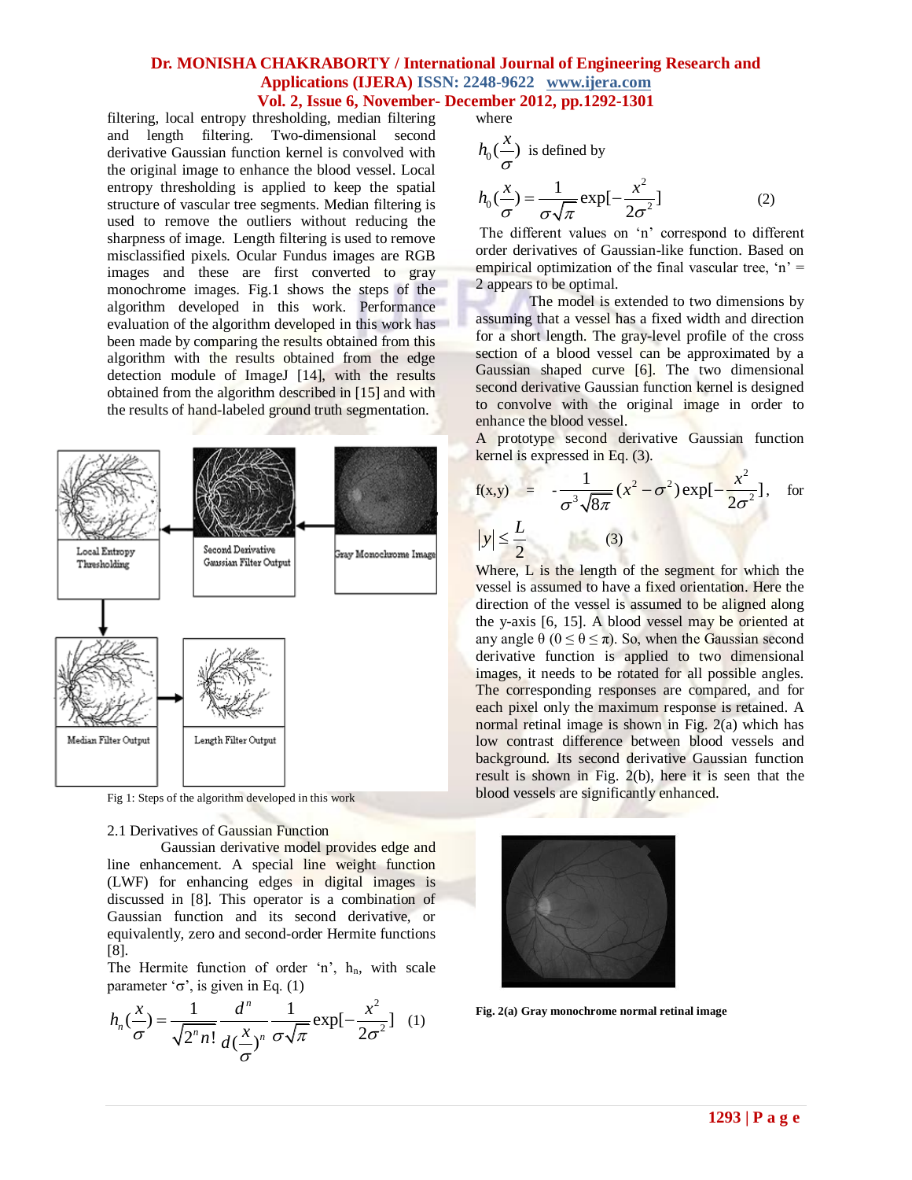filtering, local entropy thresholding, median filtering and length filtering. Two-dimensional second derivative Gaussian function kernel is convolved with the original image to enhance the blood vessel. Local entropy thresholding is applied to keep the spatial structure of vascular tree segments. Median filtering is used to remove the outliers without reducing the sharpness of image. Length filtering is used to remove misclassified pixels. Ocular Fundus images are RGB images and these are first converted to gray monochrome images. Fig.1 shows the steps of the algorithm developed in this work. Performance evaluation of the algorithm developed in this work has been made by comparing the results obtained from this algorithm with the results obtained from the edge detection module of ImageJ [14], with the results obtained from the algorithm described in [15] and with the results of hand-labeled ground truth segmentation.

Fig 1: Steps of the algorithm developed in this work

### 2.1 Derivatives of Gaussian Function

Gaussian derivative model provides edge and line enhancement. A special line weight function (LWF) for enhancing edges in digital images is discussed in [8]. This operator is a combination of Gaussian function and its second derivative, or equivalently, zero and second-order Hermite functions [8].

The Hermite function of order 'n', $h_n$, with scale parameter 'σ', is given in Eq. (1)

$$h_n\left(\frac{x}{\sigma}\right) = \frac{1}{\sqrt{2^n n!}} \frac{d^n}{d\left(\frac{x}{\sigma}\right)^n} \frac{1}{\sigma\sqrt{\pi}} \exp\left[-\frac{x^2}{2\sigma^2}\right] \quad (1)$$

where

$h_0\left(\frac{x}{\sigma}\right)$ is defined by

$$h_0\left(\frac{x}{\sigma}\right) = \frac{1}{\sigma\sqrt{\pi}} \exp\left[-\frac{x^2}{2\sigma^2}\right] \quad (2)$$

The different values on 'n' correspond to different order derivatives of Gaussian-like function. Based on empirical optimization of the final vascular tree, 'n' = 2 appears to be optimal.

The model is extended to two dimensions by assuming that a vessel has a fixed width and direction for a short length. The gray-level profile of the cross section of a blood vessel can be approximated by a Gaussian shaped curve [6]. The two dimensional second derivative Gaussian function kernel is designed to convolve with the original image in order to enhance the blood vessel.

A prototype second derivative Gaussian function kernel is expressed in Eq. (3).

$$f(x,y) = -\frac{1}{\sigma^3\sqrt{8\pi}}(x^2 - \sigma^2)\exp\left[-\frac{x^2}{2\sigma^2}\right], \quad \text{for} \quad |y| \leq \frac{L}{2} \quad (3)$$

Where, L is the length of the segment for which the vessel is assumed to have a fixed orientation. Here the direction of the vessel is assumed to be aligned along the y-axis [6, 15]. A blood vessel may be oriented at any angle θ ($0 \leq \theta \leq \pi$). So, when the Gaussian second derivative function is applied to two dimensional images, it needs to be rotated for all possible angles. The corresponding responses are compared, and for each pixel only the maximum response is retained. A normal retinal image is shown in Fig. 2(a) which has low contrast difference between blood vessels and background. Its second derivative Gaussian function result is shown in Fig. 2(b), here it is seen that the blood vessels are significantly enhanced.

**Fig. 2(a) Gray monochrome normal retinal image**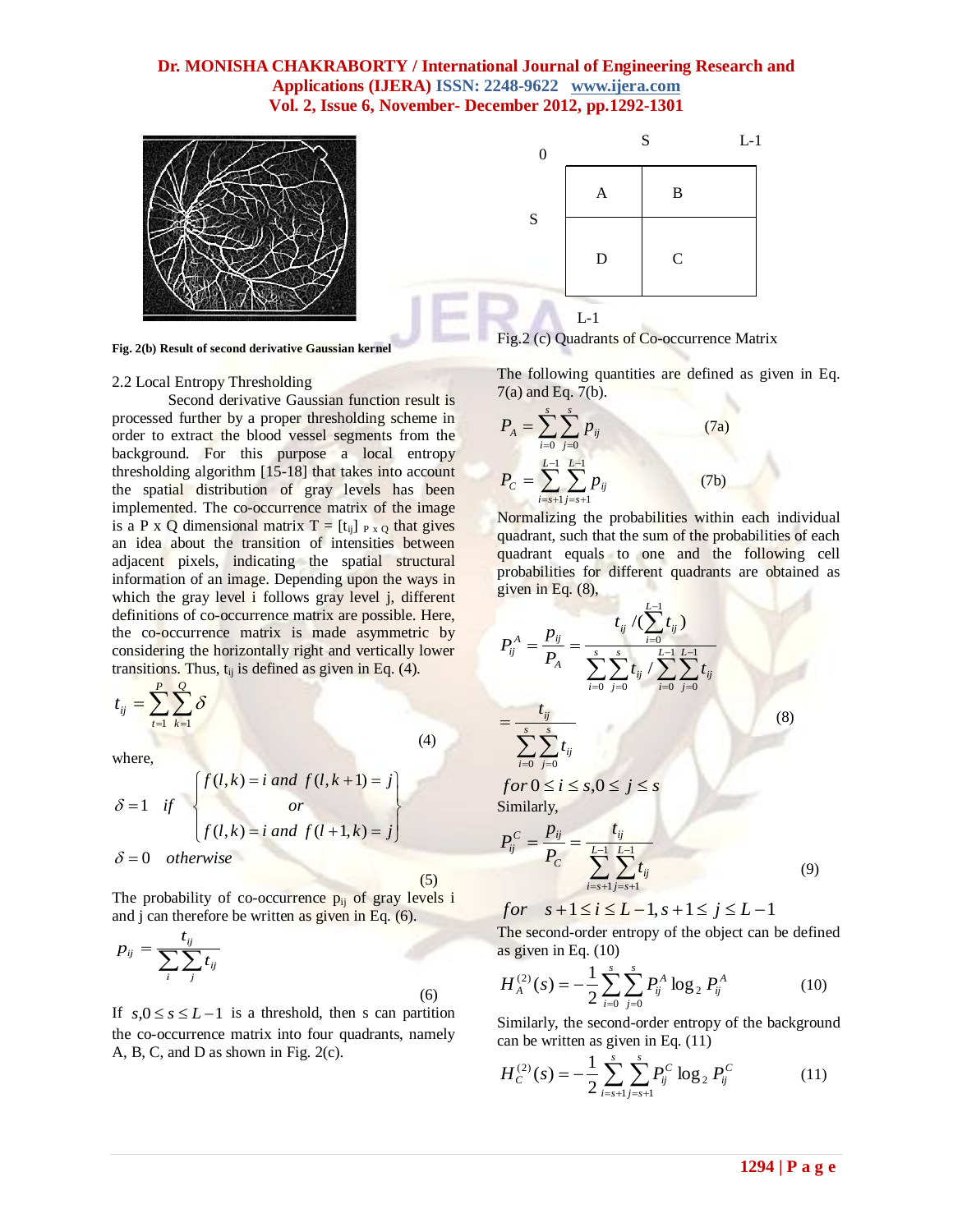**Fig. 2(b) Result of second derivative Gaussian kernel**

### 2.2 Local Entropy Thresholding

Second derivative Gaussian function result is processed further by a proper thresholding scheme in order to extract the blood vessel segments from the background. For this purpose a local entropy thresholding algorithm [15-18] that takes into account the spatial distribution of gray levels has been implemented. The co-occurrence matrix of the image is a P x Q dimensional matrix $T = [t_{ij}]_{P \times Q}$ that gives an idea about the transition of intensities between adjacent pixels, indicating the spatial structural information of an image. Depending upon the ways in which the gray level i follows gray level j, different definitions of co-occurrence matrix are possible. Here, the co-occurrence matrix is made asymmetric by considering the horizontally right and vertically lower transitions. Thus, $t_{ij}$ is defined as given in Eq. (4).

$$t_{ij} = \sum_{t=1}^{P} \sum_{k=1}^{Q} \delta \tag{4}$$

where,

$$\delta = 1 \quad if \quad \begin{Bmatrix} f(l,k) = i \text{ and } f(l,k+1) = j \\ or \\ f(l,k) = i \text{ and } f(l+1,k) = j \end{Bmatrix}$$

$$\delta = 0 \quad otherwise \tag{5}$$

The probability of co-occurrence $p_{ij}$ of gray levels i and j can therefore be written as given in Eq. (6).

$$p_{ij} = \frac{t_{ij}}{\sum_i \sum_j t_{ij}} \tag{6}$$

If $s, 0 \le s \le L-1$ is a threshold, then s can partition the co-occurrence matrix into four quadrants, namely A, B, C, and D as shown in Fig. 2(c).

| | 0 … S | S … L-1 |
|---|---|---|
| 0 … S | A | B |
| S … L-1 | D | C |

Fig.2 (c) Quadrants of Co-occurrence Matrix

The following quantities are defined as given in Eq. 7(a) and Eq. 7(b).

$$P_A = \sum_{i=0}^{s} \sum_{j=0}^{s} p_{ij} \tag{7a}$$

$$P_C = \sum_{i=s+1}^{L-1} \sum_{j=s+1}^{L-1} p_{ij} \tag{7b}$$

Normalizing the probabilities within each individual quadrant, such that the sum of the probabilities of each quadrant equals to one and the following cell probabilities for different quadrants are obtained as given in Eq. (8),

$$P_{ij}^{A} = \frac{p_{ij}}{P_A} = \frac{t_{ij} / (\sum_{i=0}^{L-1} t_{ij})}{\sum_{i=0}^{s} \sum_{j=0}^{s} t_{ij} / \sum_{i=0}^{L-1} \sum_{j=0}^{L-1} t_{ij}}$$

$$= \frac{t_{ij}}{\sum_{i=0}^{s} \sum_{j=0}^{s} t_{ij}} \tag{8}$$

$$for\ 0 \le i \le s, 0 \le j \le s$$

Similarly,

$$P_{ij}^{C} = \frac{p_{ij}}{P_C} = \frac{t_{ij}}{\sum_{i=s+1}^{L-1} \sum_{j=s+1}^{L-1} t_{ij}} \tag{9}$$

$$for \quad s+1 \le i \le L-1, s+1 \le j \le L-1$$

The second-order entropy of the object can be defined as given in Eq. (10)

$$H_A^{(2)}(s) = -\frac{1}{2} \sum_{i=0}^{s} \sum_{j=0}^{s} P_{ij}^{A} \log_2 P_{ij}^{A} \tag{10}$$

Similarly, the second-order entropy of the background can be written as given in Eq. (11)

$$H_C^{(2)}(s) = -\frac{1}{2} \sum_{i=s+1}^{s} \sum_{j=s+1}^{s} P_{ij}^{C} \log_2 P_{ij}^{C} \tag{11}$$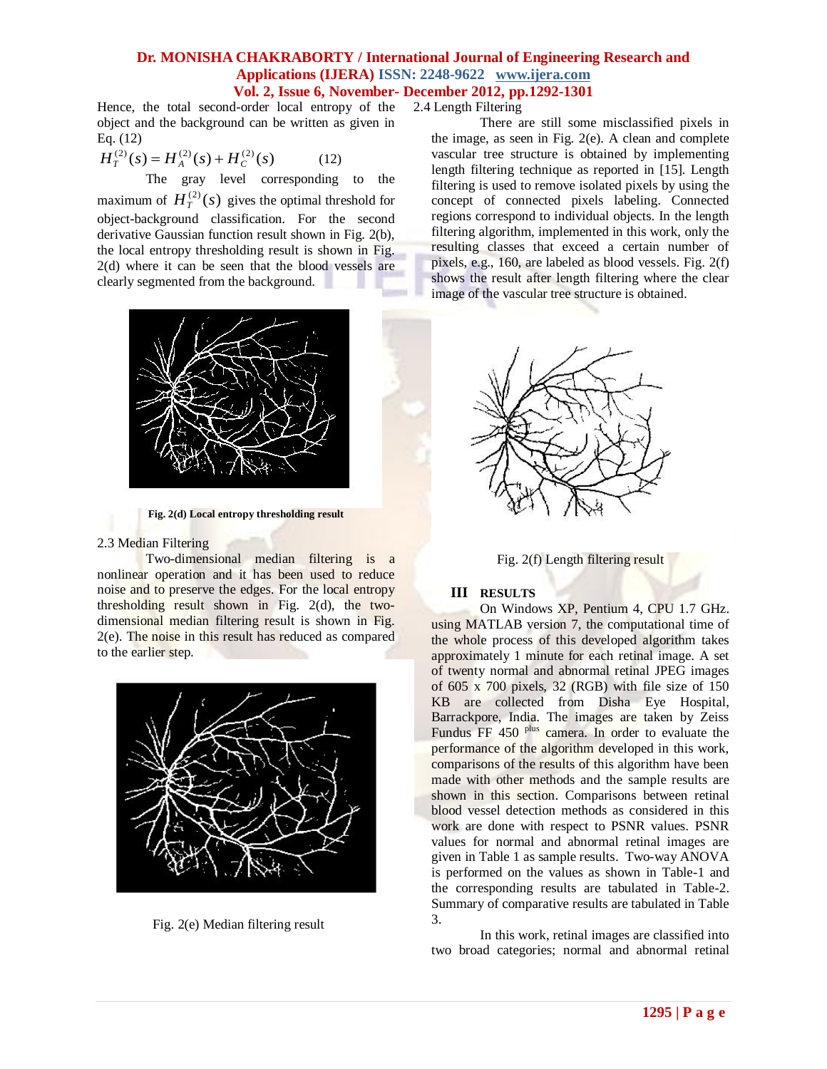Hence, the total second-order local entropy of the object and the background can be written as given in Eq. (12)

$$H_T^{(2)}(s) = H_A^{(2)}(s) + H_C^{(2)}(s) \qquad (12)$$

The gray level corresponding to the maximum of $H_T^{(2)}(s)$ gives the optimal threshold for object-background classification. For the second derivative Gaussian function result shown in Fig. 2(b), the local entropy thresholding result is shown in Fig. 2(d) where it can be seen that the blood vessels are clearly segmented from the background.

**Fig. 2(d) Local entropy thresholding result**

2.3 Median Filtering

Two-dimensional median filtering is a nonlinear operation and it has been used to reduce noise and to preserve the edges. For the local entropy thresholding result shown in Fig. 2(d), the two-dimensional median filtering result is shown in Fig. 2(e). The noise in this result has reduced as compared to the earlier step.

Fig. 2(e) Median filtering result

2.4 Length Filtering

There are still some misclassified pixels in the image, as seen in Fig. 2(e). A clean and complete vascular tree structure is obtained by implementing length filtering technique as reported in [15]. Length filtering is used to remove isolated pixels by using the concept of connected pixels labeling. Connected regions correspond to individual objects. In the length filtering algorithm, implemented in this work, only the resulting classes that exceed a certain number of pixels, e.g., 160, are labeled as blood vessels. Fig. 2(f) shows the result after length filtering where the clear image of the vascular tree structure is obtained.

Fig. 2(f) Length filtering result

## III RESULTS

On Windows XP, Pentium 4, CPU 1.7 GHz. using MATLAB version 7, the computational time of the whole process of this developed algorithm takes approximately 1 minute for each retinal image. A set of twenty normal and abnormal retinal JPEG images of 605 x 700 pixels, 32 (RGB) with file size of 150 KB are collected from Disha Eye Hospital, Barrackpore, India. The images are taken by Zeiss Fundus FF 450 plus camera. In order to evaluate the performance of the algorithm developed in this work, comparisons of the results of this algorithm have been made with other methods and the sample results are shown in this section. Comparisons between retinal blood vessel detection methods as considered in this work are done with respect to PSNR values. PSNR values for normal and abnormal retinal images are given in Table 1 as sample results. Two-way ANOVA is performed on the values as shown in Table-1 and the corresponding results are tabulated in Table-2. Summary of comparative results are tabulated in Table 3.

In this work, retinal images are classified into two broad categories; normal and abnormal retinal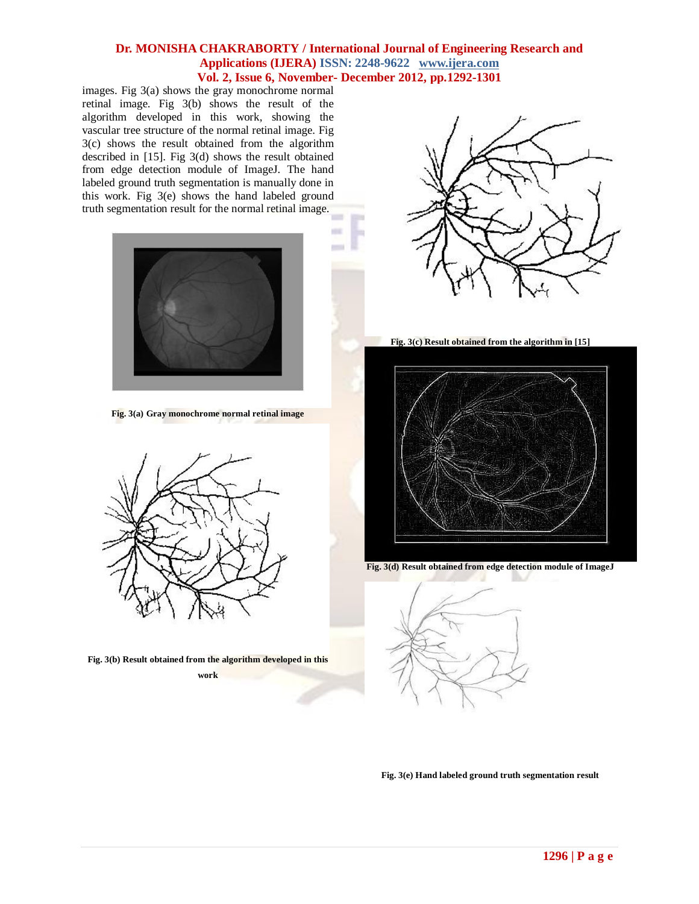images. Fig 3(a) shows the gray monochrome normal retinal image. Fig 3(b) shows the result of the algorithm developed in this work, showing the vascular tree structure of the normal retinal image. Fig 3(c) shows the result obtained from the algorithm described in [15]. Fig 3(d) shows the result obtained from edge detection module of ImageJ. The hand labeled ground truth segmentation is manually done in this work. Fig 3(e) shows the hand labeled ground truth segmentation result for the normal retinal image.

**Fig. 3(a) Gray monochrome normal retinal image**

**Fig. 3(b) Result obtained from the algorithm developed in this work**

**Fig. 3(c) Result obtained from the algorithm in [15]**

**Fig. 3(d) Result obtained from edge detection module of ImageJ**

**Fig. 3(e) Hand labeled ground truth segmentation result**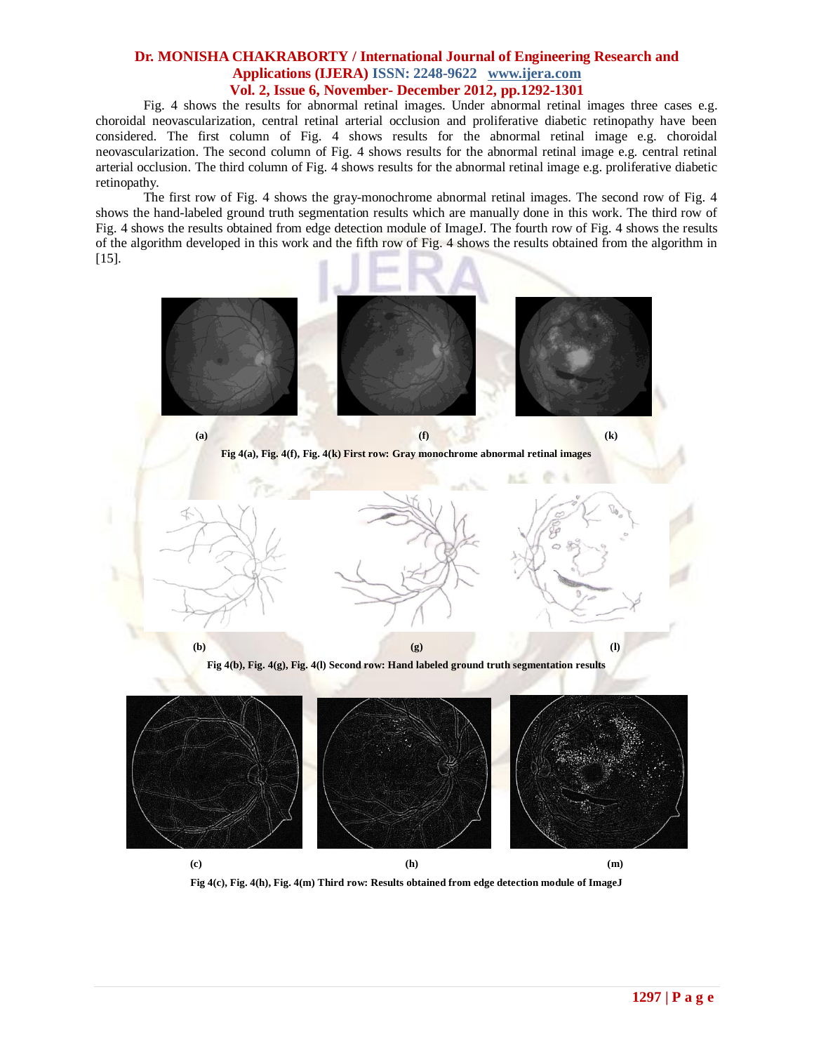Fig. 4 shows the results for abnormal retinal images. Under abnormal retinal images three cases e.g. choroidal neovascularization, central retinal arterial occlusion and proliferative diabetic retinopathy have been considered. The first column of Fig. 4 shows results for the abnormal retinal image e.g. choroidal neovascularization. The second column of Fig. 4 shows results for the abnormal retinal image e.g. central retinal arterial occlusion. The third column of Fig. 4 shows results for the abnormal retinal image e.g. proliferative diabetic retinopathy.

The first row of Fig. 4 shows the gray-monochrome abnormal retinal images. The second row of Fig. 4 shows the hand-labeled ground truth segmentation results which are manually done in this work. The third row of Fig. 4 shows the results obtained from edge detection module of ImageJ. The fourth row of Fig. 4 shows the results of the algorithm developed in this work and the fifth row of Fig. 4 shows the results obtained from the algorithm in [15].

(a) (f) (k)

**Fig 4(a), Fig. 4(f), Fig. 4(k) First row: Gray monochrome abnormal retinal images**

(b) (g) (l)

**Fig 4(b), Fig. 4(g), Fig. 4(l) Second row: Hand labeled ground truth segmentation results**

(c) (h) (m)

**Fig 4(c), Fig. 4(h), Fig. 4(m) Third row: Results obtained from edge detection module of ImageJ**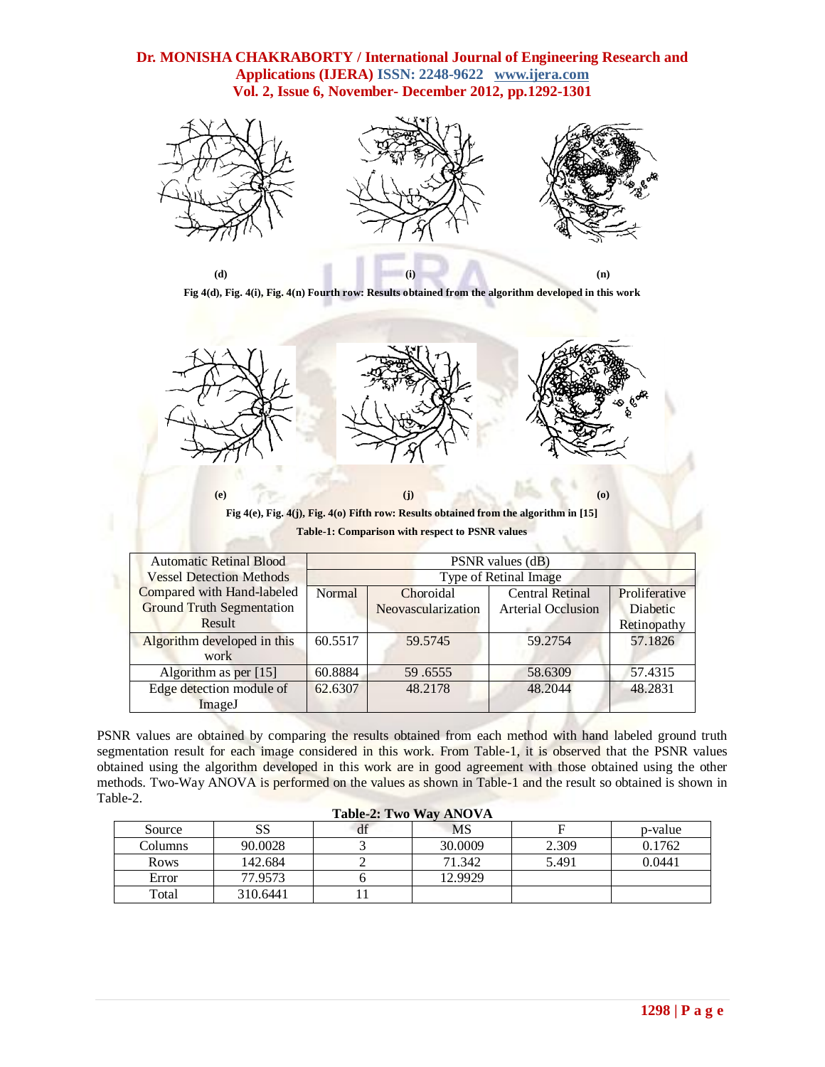(d) (i) (n)

**Fig 4(d), Fig. 4(i), Fig. 4(n) Fourth row: Results obtained from the algorithm developed in this work**

(e) (j) (o)

**Fig 4(e), Fig. 4(j), Fig. 4(o) Fifth row: Results obtained from the algorithm in [15]**

**Table-1: Comparison with respect to PSNR values**

| Automatic Retinal Blood Vessel Detection Methods Compared with Hand-labeled Ground Truth Segmentation Result | PSNR values (dB) | | | |
|---|---|---|---|---|
| | Type of Retinal Image | | | |
| | Normal | Choroidal Neovascularization | Central Retinal Arterial Occlusion | Proliferative Diabetic Retinopathy |
| Algorithm developed in this work | 60.5517 | 59.5745 | 59.2754 | 57.1826 |
| Algorithm as per [15] | 60.8884 | 59 .6555 | 58.6309 | 57.4315 |
| Edge detection module of ImageJ | 62.6307 | 48.2178 | 48.2044 | 48.2831 |

PSNR values are obtained by comparing the results obtained from each method with hand labeled ground truth segmentation result for each image considered in this work. From Table-1, it is observed that the PSNR values obtained using the algorithm developed in this work are in good agreement with those obtained using the other methods. Two-Way ANOVA is performed on the values as shown in Table-1 and the result so obtained is shown in Table-2.

**Table-2: Two Way ANOVA**

| Source | SS | df | MS | F | p-value |
|---|---|---|---|---|---|
| Columns | 90.0028 | 3 | 30.0009 | 2.309 | 0.1762 |
| Rows | 142.684 | 2 | 71.342 | 5.491 | 0.0441 |
| Error | 77.9573 | 6 | 12.9929 | | |
| Total | 310.6441 | 11 | | | |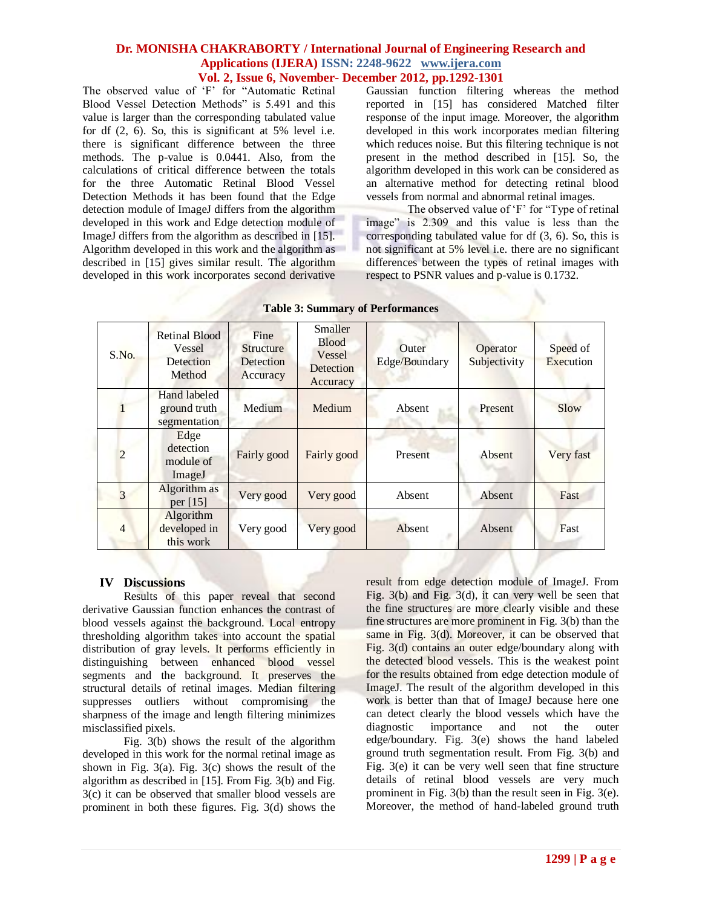The observed value of 'F' for "Automatic Retinal Blood Vessel Detection Methods" is 5.491 and this value is larger than the corresponding tabulated value for df (2, 6). So, this is significant at 5% level i.e. there is significant difference between the three methods. The p-value is 0.0441. Also, from the calculations of critical difference between the totals for the three Automatic Retinal Blood Vessel Detection Methods it has been found that the Edge detection module of ImageJ differs from the algorithm developed in this work and Edge detection module of ImageJ differs from the algorithm as described in [15]. Algorithm developed in this work and the algorithm as described in [15] gives similar result. The algorithm developed in this work incorporates second derivative Gaussian function filtering whereas the method reported in [15] has considered Matched filter response of the input image. Moreover, the algorithm developed in this work incorporates median filtering which reduces noise. But this filtering technique is not present in the method described in [15]. So, the algorithm developed in this work can be considered as an alternative method for detecting retinal blood vessels from normal and abnormal retinal images.

The observed value of 'F' for "Type of retinal image" is 2.309 and this value is less than the corresponding tabulated value for df (3, 6). So, this is not significant at 5% level i.e. there are no significant differences between the types of retinal images with respect to PSNR values and p-value is 0.1732.

**Table 3: Summary of Performances**

| S.No. | Retinal Blood Vessel Detection Method | Fine Structure Detection Accuracy | Smaller Blood Vessel Detection Accuracy | Outer Edge/Boundary | Operator Subjectivity | Speed of Execution |
|---|---|---|---|---|---|---|
| 1 | Hand labeled ground truth segmentation | Medium | Medium | Absent | Present | Slow |
| 2 | Edge detection module of ImageJ | Fairly good | Fairly good | Present | Absent | Very fast |
| 3 | Algorithm as per [15] | Very good | Very good | Absent | Absent | Fast |
| 4 | Algorithm developed in this work | Very good | Very good | Absent | Absent | Fast |

## IV Discussions

Results of this paper reveal that second derivative Gaussian function enhances the contrast of blood vessels against the background. Local entropy thresholding algorithm takes into account the spatial distribution of gray levels. It performs efficiently in distinguishing between enhanced blood vessel segments and the background. It preserves the structural details of retinal images. Median filtering suppresses outliers without compromising the sharpness of the image and length filtering minimizes misclassified pixels.

Fig. 3(b) shows the result of the algorithm developed in this work for the normal retinal image as shown in Fig. 3(a). Fig. 3(c) shows the result of the algorithm as described in [15]. From Fig. 3(b) and Fig. 3(c) it can be observed that smaller blood vessels are prominent in both these figures. Fig. 3(d) shows the result from edge detection module of ImageJ. From Fig. 3(b) and Fig. 3(d), it can very well be seen that the fine structures are more clearly visible and these fine structures are more prominent in Fig. 3(b) than the same in Fig. 3(d). Moreover, it can be observed that Fig. 3(d) contains an outer edge/boundary along with the detected blood vessels. This is the weakest point for the results obtained from edge detection module of ImageJ. The result of the algorithm developed in this work is better than that of ImageJ because here one can detect clearly the blood vessels which have the diagnostic importance and not the outer edge/boundary. Fig. 3(e) shows the hand labeled ground truth segmentation result. From Fig. 3(b) and Fig. 3(e) it can be very well seen that fine structure details of retinal blood vessels are very much prominent in Fig. 3(b) than the result seen in Fig. 3(e). Moreover, the method of hand-labeled ground truth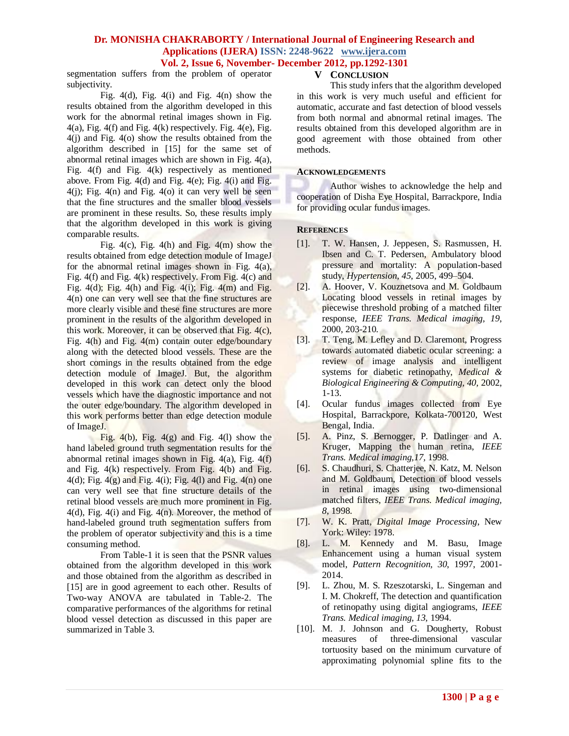segmentation suffers from the problem of operator subjectivity.

Fig. 4(d), Fig. 4(i) and Fig. 4(n) show the results obtained from the algorithm developed in this work for the abnormal retinal images shown in Fig. 4(a), Fig. 4(f) and Fig. 4(k) respectively. Fig. 4(e), Fig. 4(j) and Fig. 4(o) show the results obtained from the algorithm described in [15] for the same set of abnormal retinal images which are shown in Fig. 4(a), Fig. 4(f) and Fig. 4(k) respectively as mentioned above. From Fig. 4(d) and Fig. 4(e); Fig. 4(i) and Fig. 4(j); Fig. 4(n) and Fig. 4(o) it can very well be seen that the fine structures and the smaller blood vessels are prominent in these results. So, these results imply that the algorithm developed in this work is giving comparable results.

Fig. 4(c), Fig. 4(h) and Fig. 4(m) show the results obtained from edge detection module of ImageJ for the abnormal retinal images shown in Fig. 4(a), Fig. 4(f) and Fig. 4(k) respectively. From Fig. 4(c) and Fig. 4(d); Fig. 4(h) and Fig. 4(i); Fig. 4(m) and Fig. 4(n) one can very well see that the fine structures are more clearly visible and these fine structures are more prominent in the results of the algorithm developed in this work. Moreover, it can be observed that Fig. 4(c), Fig. 4(h) and Fig. 4(m) contain outer edge/boundary along with the detected blood vessels. These are the short comings in the results obtained from the edge detection module of ImageJ. But, the algorithm developed in this work can detect only the blood vessels which have the diagnostic importance and not the outer edge/boundary. The algorithm developed in this work performs better than edge detection module of ImageJ.

Fig. 4(b), Fig. 4(g) and Fig. 4(l) show the hand labeled ground truth segmentation results for the abnormal retinal images shown in Fig. 4(a), Fig. 4(f) and Fig. 4(k) respectively. From Fig. 4(b) and Fig. 4(d); Fig. 4(g) and Fig. 4(i); Fig. 4(l) and Fig. 4(n) one can very well see that fine structure details of the retinal blood vessels are much more prominent in Fig. 4(d), Fig. 4(i) and Fig. 4(n). Moreover, the method of hand-labeled ground truth segmentation suffers from the problem of operator subjectivity and this is a time consuming method.

From Table-1 it is seen that the PSNR values obtained from the algorithm developed in this work and those obtained from the algorithm as described in [15] are in good agreement to each other. Results of Two-way ANOVA are tabulated in Table-2. The comparative performances of the algorithms for retinal blood vessel detection as discussed in this paper are summarized in Table 3.

## V CONCLUSION

This study infers that the algorithm developed in this work is very much useful and efficient for automatic, accurate and fast detection of blood vessels from both normal and abnormal retinal images. The results obtained from this developed algorithm are in good agreement with those obtained from other methods.

## ACKNOWLEDGEMENTS

Author wishes to acknowledge the help and cooperation of Disha Eye Hospital, Barrackpore, India for providing ocular fundus images.

## REFERENCES

[1]. T. W. Hansen, J. Jeppesen, S. Rasmussen, H. Ibsen and C. T. Pedersen, Ambulatory blood pressure and mortality: A population-based study, *Hypertension, 45,* 2005, 499–504.

[2]. A. Hoover, V. Kouznetsova and M. Goldbaum Locating blood vessels in retinal images by piecewise threshold probing of a matched filter response, *IEEE Trans. Medical imaging, 19,* 2000, 203-210.

[3]. T. Teng, M. Lefley and D. Claremont, Progress towards automated diabetic ocular screening: a review of image analysis and intelligent systems for diabetic retinopathy, *Medical & Biological Engineering & Computing, 40,* 2002, 1-13.

[4]. Ocular fundus images collected from Eye Hospital, Barrackpore, Kolkata-700120, West Bengal, India.

[5]. A. Pinz, S. Bernogger, P. Datlinger and A. Kruger, Mapping the human retina, *IEEE Trans. Medical imaging,17,* 1998.

[6]. S. Chaudhuri, S. Chatterjee, N. Katz, M. Nelson and M. Goldbaum, Detection of blood vessels in retinal images using two-dimensional matched filters, *IEEE Trans. Medical imaging, 8,* 1998.

[7]. W. K. Pratt, *Digital Image Processing*, New York: Wiley: 1978.

[8]. L. M. Kennedy and M. Basu, Image Enhancement using a human visual system model, *Pattern Recognition, 30,* 1997, 2001-2014.

[9]. L. Zhou, M. S. Rzeszotarski, L. Singeman and I. M. Chokreff, The detection and quantification of retinopathy using digital angiograms, *IEEE Trans. Medical imaging, 13,* 1994.

[10]. M. J. Johnson and G. Dougherty, Robust measures of three-dimensional vascular tortuosity based on the minimum curvature of approximating polynomial spline fits to the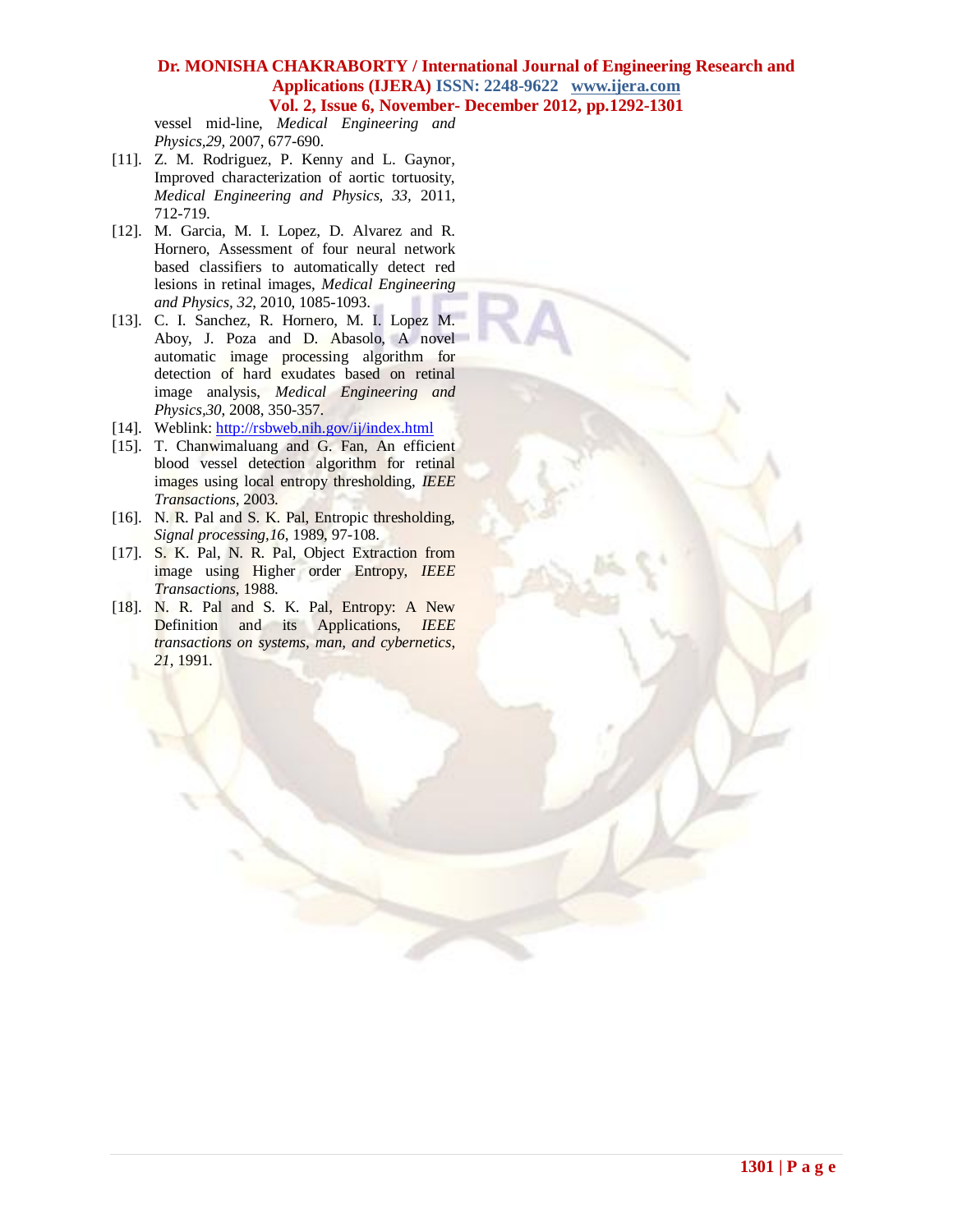vessel mid-line, *Medical Engineering and Physics*,*29*, 2007, 677-690.

[11]. Z. M. Rodriguez, P. Kenny and L. Gaynor, Improved characterization of aortic tortuosity, *Medical Engineering and Physics, 33*, 2011, 712-719.

[12]. M. Garcia, M. I. Lopez, D. Alvarez and R. Hornero, Assessment of four neural network based classifiers to automatically detect red lesions in retinal images, *Medical Engineering and Physics, 32*, 2010, 1085-1093.

[13]. C. I. Sanchez, R. Hornero, M. I. Lopez M. Aboy, J. Poza and D. Abasolo, A novel automatic image processing algorithm for detection of hard exudates based on retinal image analysis, *Medical Engineering and Physics*,*30*, 2008, 350-357.

[14]. Weblink: http://rsbweb.nih.gov/ij/index.html

[15]. T. Chanwimaluang and G. Fan, An efficient blood vessel detection algorithm for retinal images using local entropy thresholding, *IEEE Transactions*, 2003.

[16]. N. R. Pal and S. K. Pal, Entropic thresholding, *Signal processing*,*16*, 1989, 97-108.

[17]. S. K. Pal, N. R. Pal, Object Extraction from image using Higher order Entropy, *IEEE Transactions*, 1988.

[18]. N. R. Pal and S. K. Pal, Entropy: A New Definition and its Applications, *IEEE transactions on systems, man, and cybernetics*, *21*, 1991.